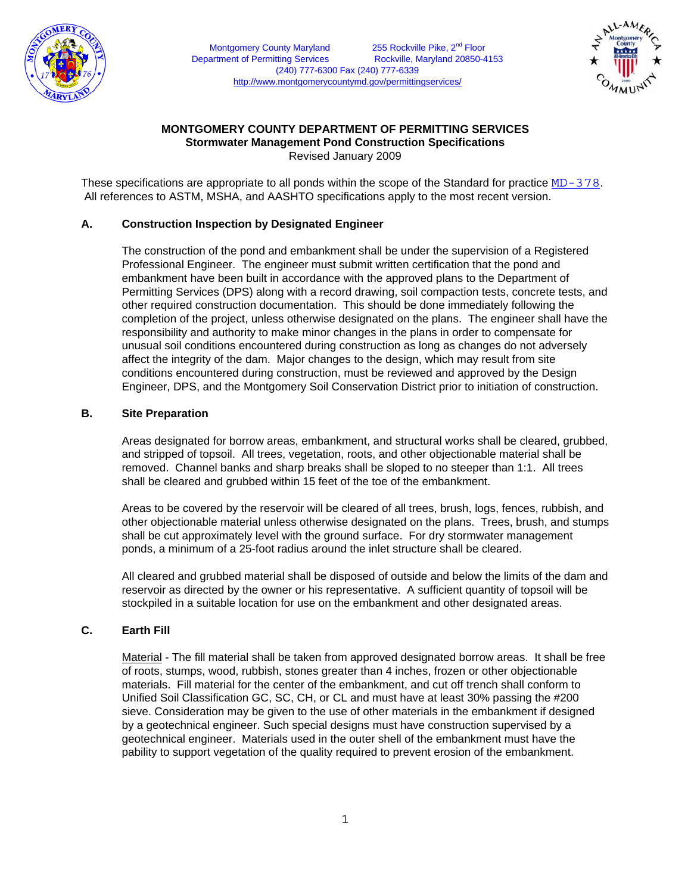Montgomery County Maryland
Department of Permitting Services
255 Rockville Pike, 2nd Floor
Rockville, Maryland 20850-4153
(240) 777-6300 Fax (240) 777-6339
http://www.montgomerycountymd.gov/permittingservices/

# MONTGOMERY COUNTY DEPARTMENT OF PERMITTING SERVICES
## Stormwater Management Pond Construction Specifications
Revised January 2009

These specifications are appropriate to all ponds within the scope of the Standard for practice MD-378. All references to ASTM, MSHA, and AASHTO specifications apply to the most recent version.

### A. Construction Inspection by Designated Engineer

The construction of the pond and embankment shall be under the supervision of a Registered Professional Engineer. The engineer must submit written certification that the pond and embankment have been built in accordance with the approved plans to the Department of Permitting Services (DPS) along with a record drawing, soil compaction tests, concrete tests, and other required construction documentation. This should be done immediately following the completion of the project, unless otherwise designated on the plans. The engineer shall have the responsibility and authority to make minor changes in the plans in order to compensate for unusual soil conditions encountered during construction as long as changes do not adversely affect the integrity of the dam. Major changes to the design, which may result from site conditions encountered during construction, must be reviewed and approved by the Design Engineer, DPS, and the Montgomery Soil Conservation District prior to initiation of construction.

### B. Site Preparation

Areas designated for borrow areas, embankment, and structural works shall be cleared, grubbed, and stripped of topsoil. All trees, vegetation, roots, and other objectionable material shall be removed. Channel banks and sharp breaks shall be sloped to no steeper than 1:1. All trees shall be cleared and grubbed within 15 feet of the toe of the embankment.

Areas to be covered by the reservoir will be cleared of all trees, brush, logs, fences, rubbish, and other objectionable material unless otherwise designated on the plans. Trees, brush, and stumps shall be cut approximately level with the ground surface. For dry stormwater management ponds, a minimum of a 25-foot radius around the inlet structure shall be cleared.

All cleared and grubbed material shall be disposed of outside and below the limits of the dam and reservoir as directed by the owner or his representative. A sufficient quantity of topsoil will be stockpiled in a suitable location for use on the embankment and other designated areas.

### C. Earth Fill

Material - The fill material shall be taken from approved designated borrow areas. It shall be free of roots, stumps, wood, rubbish, stones greater than 4 inches, frozen or other objectionable materials. Fill material for the center of the embankment, and cut off trench shall conform to Unified Soil Classification GC, SC, CH, or CL and must have at least 30% passing the #200 sieve. Consideration may be given to the use of other materials in the embankment if designed by a geotechnical engineer. Such special designs must have construction supervised by a geotechnical engineer. Materials used in the outer shell of the embankment must have the pability to support vegetation of the quality required to prevent erosion of the embankment.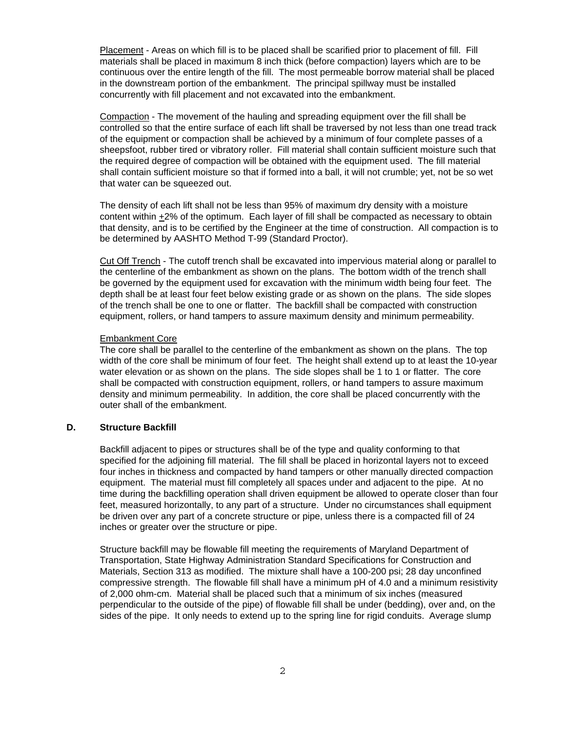Placement - Areas on which fill is to be placed shall be scarified prior to placement of fill. Fill materials shall be placed in maximum 8 inch thick (before compaction) layers which are to be continuous over the entire length of the fill. The most permeable borrow material shall be placed in the downstream portion of the embankment. The principal spillway must be installed concurrently with fill placement and not excavated into the embankment.

Compaction - The movement of the hauling and spreading equipment over the fill shall be controlled so that the entire surface of each lift shall be traversed by not less than one tread track of the equipment or compaction shall be achieved by a minimum of four complete passes of a sheepsfoot, rubber tired or vibratory roller. Fill material shall contain sufficient moisture such that the required degree of compaction will be obtained with the equipment used. The fill material shall contain sufficient moisture so that if formed into a ball, it will not crumble; yet, not be so wet that water can be squeezed out.

The density of each lift shall not be less than 95% of maximum dry density with a moisture content within ±2% of the optimum. Each layer of fill shall be compacted as necessary to obtain that density, and is to be certified by the Engineer at the time of construction. All compaction is to be determined by AASHTO Method T-99 (Standard Proctor).

Cut Off Trench - The cutoff trench shall be excavated into impervious material along or parallel to the centerline of the embankment as shown on the plans. The bottom width of the trench shall be governed by the equipment used for excavation with the minimum width being four feet. The depth shall be at least four feet below existing grade or as shown on the plans. The side slopes of the trench shall be one to one or flatter. The backfill shall be compacted with construction equipment, rollers, or hand tampers to assure maximum density and minimum permeability.

Embankment Core

The core shall be parallel to the centerline of the embankment as shown on the plans. The top width of the core shall be minimum of four feet. The height shall extend up to at least the 10-year water elevation or as shown on the plans. The side slopes shall be 1 to 1 or flatter. The core shall be compacted with construction equipment, rollers, or hand tampers to assure maximum density and minimum permeability. In addition, the core shall be placed concurrently with the outer shall of the embankment.

**D. Structure Backfill**

Backfill adjacent to pipes or structures shall be of the type and quality conforming to that specified for the adjoining fill material. The fill shall be placed in horizontal layers not to exceed four inches in thickness and compacted by hand tampers or other manually directed compaction equipment. The material must fill completely all spaces under and adjacent to the pipe. At no time during the backfilling operation shall driven equipment be allowed to operate closer than four feet, measured horizontally, to any part of a structure. Under no circumstances shall equipment be driven over any part of a concrete structure or pipe, unless there is a compacted fill of 24 inches or greater over the structure or pipe.

Structure backfill may be flowable fill meeting the requirements of Maryland Department of Transportation, State Highway Administration Standard Specifications for Construction and Materials, Section 313 as modified. The mixture shall have a 100-200 psi; 28 day unconfined compressive strength. The flowable fill shall have a minimum pH of 4.0 and a minimum resistivity of 2,000 ohm-cm. Material shall be placed such that a minimum of six inches (measured perpendicular to the outside of the pipe) of flowable fill shall be under (bedding), over and, on the sides of the pipe. It only needs to extend up to the spring line for rigid conduits. Average slump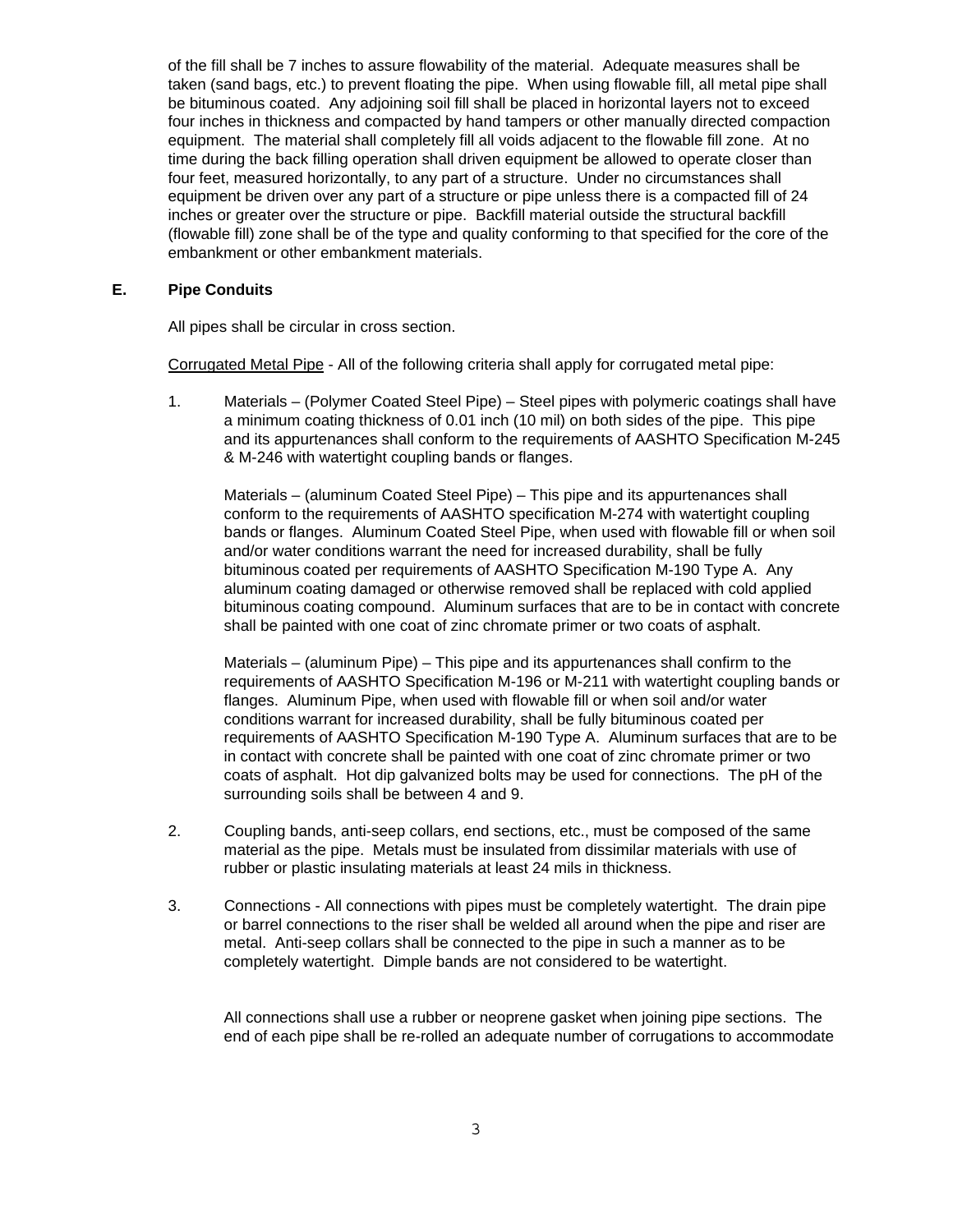of the fill shall be 7 inches to assure flowability of the material. Adequate measures shall be taken (sand bags, etc.) to prevent floating the pipe. When using flowable fill, all metal pipe shall be bituminous coated. Any adjoining soil fill shall be placed in horizontal layers not to exceed four inches in thickness and compacted by hand tampers or other manually directed compaction equipment. The material shall completely fill all voids adjacent to the flowable fill zone. At no time during the back filling operation shall driven equipment be allowed to operate closer than four feet, measured horizontally, to any part of a structure. Under no circumstances shall equipment be driven over any part of a structure or pipe unless there is a compacted fill of 24 inches or greater over the structure or pipe. Backfill material outside the structural backfill (flowable fill) zone shall be of the type and quality conforming to that specified for the core of the embankment or other embankment materials.

**E. Pipe Conduits**

All pipes shall be circular in cross section.

Corrugated Metal Pipe - All of the following criteria shall apply for corrugated metal pipe:

1. Materials – (Polymer Coated Steel Pipe) – Steel pipes with polymeric coatings shall have a minimum coating thickness of 0.01 inch (10 mil) on both sides of the pipe. This pipe and its appurtenances shall conform to the requirements of AASHTO Specification M-245 & M-246 with watertight coupling bands or flanges.

   Materials – (aluminum Coated Steel Pipe) – This pipe and its appurtenances shall conform to the requirements of AASHTO specification M-274 with watertight coupling bands or flanges. Aluminum Coated Steel Pipe, when used with flowable fill or when soil and/or water conditions warrant the need for increased durability, shall be fully bituminous coated per requirements of AASHTO Specification M-190 Type A. Any aluminum coating damaged or otherwise removed shall be replaced with cold applied bituminous coating compound. Aluminum surfaces that are to be in contact with concrete shall be painted with one coat of zinc chromate primer or two coats of asphalt.

   Materials – (aluminum Pipe) – This pipe and its appurtenances shall confirm to the requirements of AASHTO Specification M-196 or M-211 with watertight coupling bands or flanges. Aluminum Pipe, when used with flowable fill or when soil and/or water conditions warrant for increased durability, shall be fully bituminous coated per requirements of AASHTO Specification M-190 Type A. Aluminum surfaces that are to be in contact with concrete shall be painted with one coat of zinc chromate primer or two coats of asphalt. Hot dip galvanized bolts may be used for connections. The pH of the surrounding soils shall be between 4 and 9.

2. Coupling bands, anti-seep collars, end sections, etc., must be composed of the same material as the pipe. Metals must be insulated from dissimilar materials with use of rubber or plastic insulating materials at least 24 mils in thickness.

3. Connections - All connections with pipes must be completely watertight. The drain pipe or barrel connections to the riser shall be welded all around when the pipe and riser are metal. Anti-seep collars shall be connected to the pipe in such a manner as to be completely watertight. Dimple bands are not considered to be watertight.

   All connections shall use a rubber or neoprene gasket when joining pipe sections. The end of each pipe shall be re-rolled an adequate number of corrugations to accommodate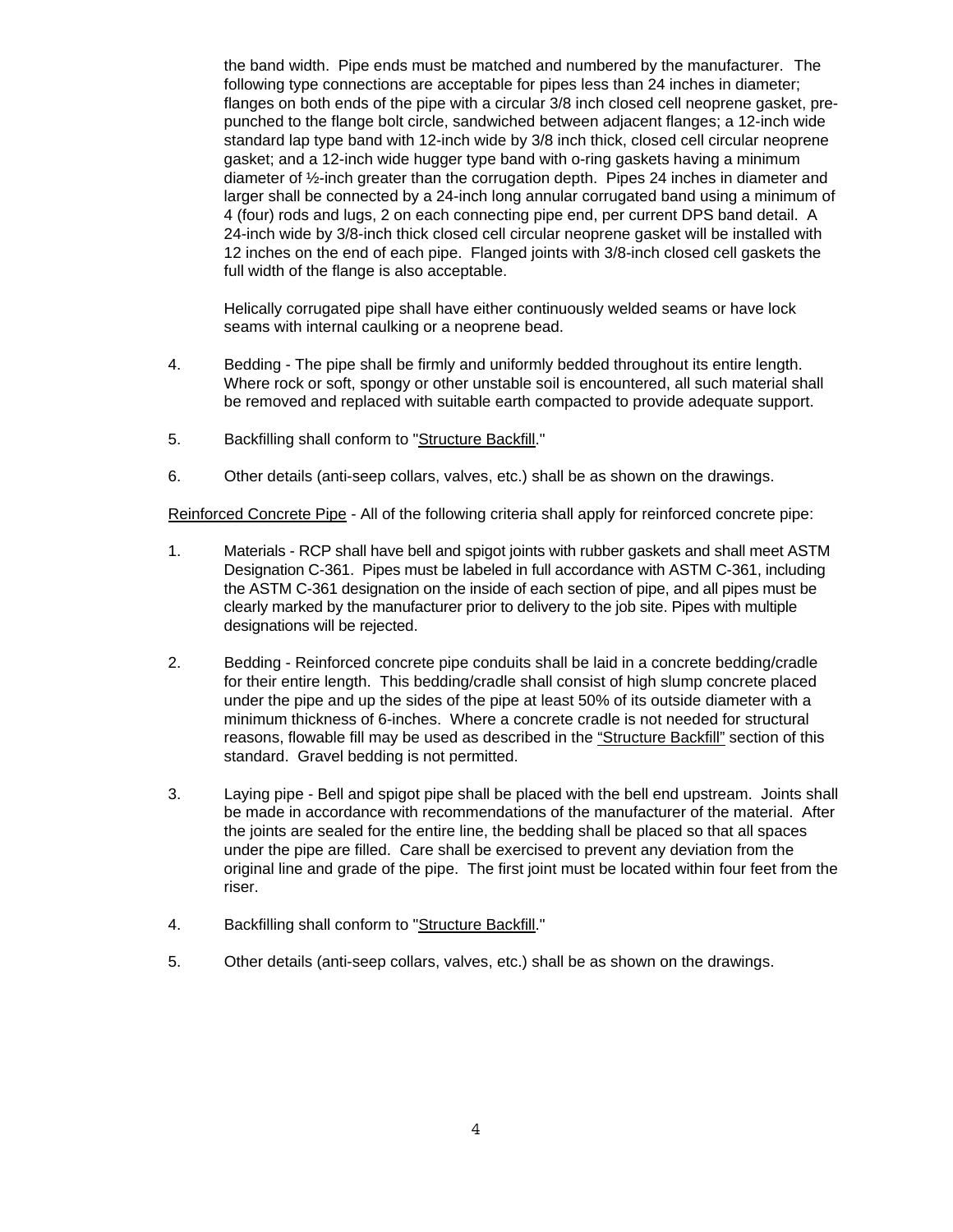the band width. Pipe ends must be matched and numbered by the manufacturer. The following type connections are acceptable for pipes less than 24 inches in diameter; flanges on both ends of the pipe with a circular 3/8 inch closed cell neoprene gasket, pre-punched to the flange bolt circle, sandwiched between adjacent flanges; a 12-inch wide standard lap type band with 12-inch wide by 3/8 inch thick, closed cell circular neoprene gasket; and a 12-inch wide hugger type band with o-ring gaskets having a minimum diameter of ½-inch greater than the corrugation depth. Pipes 24 inches in diameter and larger shall be connected by a 24-inch long annular corrugated band using a minimum of 4 (four) rods and lugs, 2 on each connecting pipe end, per current DPS band detail. A 24-inch wide by 3/8-inch thick closed cell circular neoprene gasket will be installed with 12 inches on the end of each pipe. Flanged joints with 3/8-inch closed cell gaskets the full width of the flange is also acceptable.

Helically corrugated pipe shall have either continuously welded seams or have lock seams with internal caulking or a neoprene bead.

4. Bedding - The pipe shall be firmly and uniformly bedded throughout its entire length. Where rock or soft, spongy or other unstable soil is encountered, all such material shall be removed and replaced with suitable earth compacted to provide adequate support.

5. Backfilling shall conform to "Structure Backfill."

6. Other details (anti-seep collars, valves, etc.) shall be as shown on the drawings.

Reinforced Concrete Pipe - All of the following criteria shall apply for reinforced concrete pipe:

1. Materials - RCP shall have bell and spigot joints with rubber gaskets and shall meet ASTM Designation C-361. Pipes must be labeled in full accordance with ASTM C-361, including the ASTM C-361 designation on the inside of each section of pipe, and all pipes must be clearly marked by the manufacturer prior to delivery to the job site. Pipes with multiple designations will be rejected.

2. Bedding - Reinforced concrete pipe conduits shall be laid in a concrete bedding/cradle for their entire length. This bedding/cradle shall consist of high slump concrete placed under the pipe and up the sides of the pipe at least 50% of its outside diameter with a minimum thickness of 6-inches. Where a concrete cradle is not needed for structural reasons, flowable fill may be used as described in the "Structure Backfill" section of this standard. Gravel bedding is not permitted.

3. Laying pipe - Bell and spigot pipe shall be placed with the bell end upstream. Joints shall be made in accordance with recommendations of the manufacturer of the material. After the joints are sealed for the entire line, the bedding shall be placed so that all spaces under the pipe are filled. Care shall be exercised to prevent any deviation from the original line and grade of the pipe. The first joint must be located within four feet from the riser.

4. Backfilling shall conform to "Structure Backfill."

5. Other details (anti-seep collars, valves, etc.) shall be as shown on the drawings.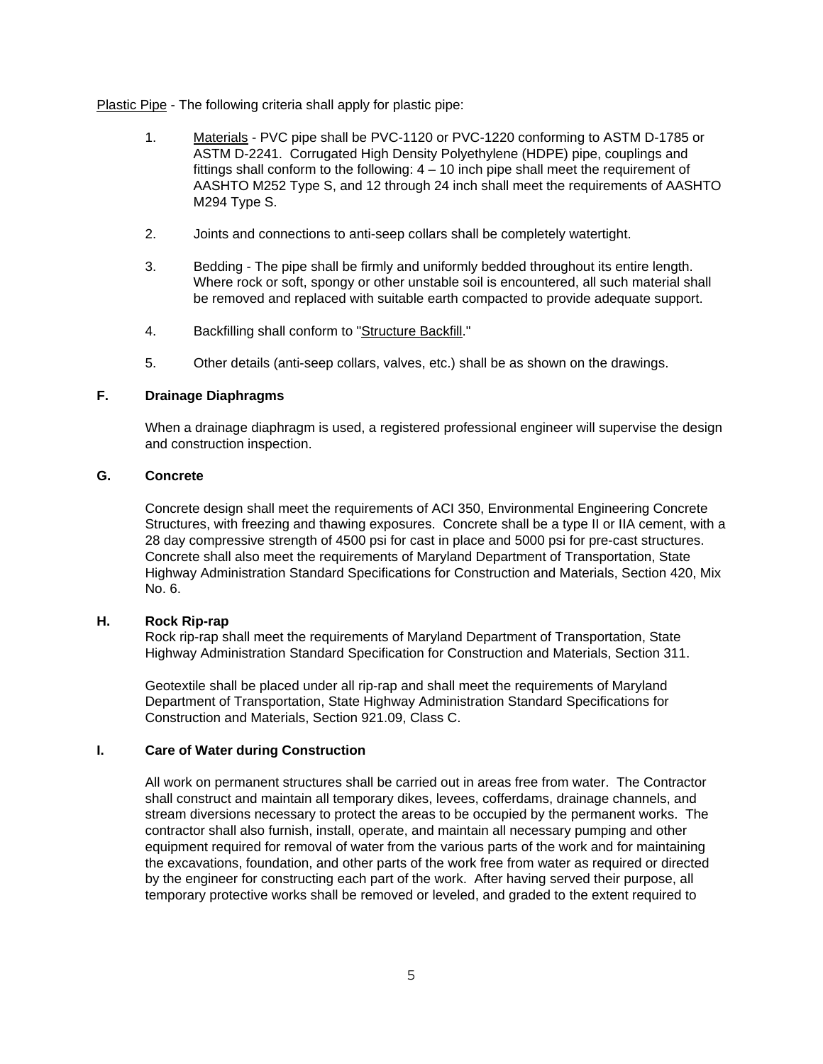Plastic Pipe - The following criteria shall apply for plastic pipe:

1. Materials - PVC pipe shall be PVC-1120 or PVC-1220 conforming to ASTM D-1785 or ASTM D-2241. Corrugated High Density Polyethylene (HDPE) pipe, couplings and fittings shall conform to the following: 4 – 10 inch pipe shall meet the requirement of AASHTO M252 Type S, and 12 through 24 inch shall meet the requirements of AASHTO M294 Type S.

2. Joints and connections to anti-seep collars shall be completely watertight.

3. Bedding - The pipe shall be firmly and uniformly bedded throughout its entire length. Where rock or soft, spongy or other unstable soil is encountered, all such material shall be removed and replaced with suitable earth compacted to provide adequate support.

4. Backfilling shall conform to "Structure Backfill."

5. Other details (anti-seep collars, valves, etc.) shall be as shown on the drawings.

## F. Drainage Diaphragms

When a drainage diaphragm is used, a registered professional engineer will supervise the design and construction inspection.

## G. Concrete

Concrete design shall meet the requirements of ACI 350, Environmental Engineering Concrete Structures, with freezing and thawing exposures. Concrete shall be a type II or IIA cement, with a 28 day compressive strength of 4500 psi for cast in place and 5000 psi for pre-cast structures. Concrete shall also meet the requirements of Maryland Department of Transportation, State Highway Administration Standard Specifications for Construction and Materials, Section 420, Mix No. 6.

## H. Rock Rip-rap

Rock rip-rap shall meet the requirements of Maryland Department of Transportation, State Highway Administration Standard Specification for Construction and Materials, Section 311.

Geotextile shall be placed under all rip-rap and shall meet the requirements of Maryland Department of Transportation, State Highway Administration Standard Specifications for Construction and Materials, Section 921.09, Class C.

## I. Care of Water during Construction

All work on permanent structures shall be carried out in areas free from water. The Contractor shall construct and maintain all temporary dikes, levees, cofferdams, drainage channels, and stream diversions necessary to protect the areas to be occupied by the permanent works. The contractor shall also furnish, install, operate, and maintain all necessary pumping and other equipment required for removal of water from the various parts of the work and for maintaining the excavations, foundation, and other parts of the work free from water as required or directed by the engineer for constructing each part of the work. After having served their purpose, all temporary protective works shall be removed or leveled, and graded to the extent required to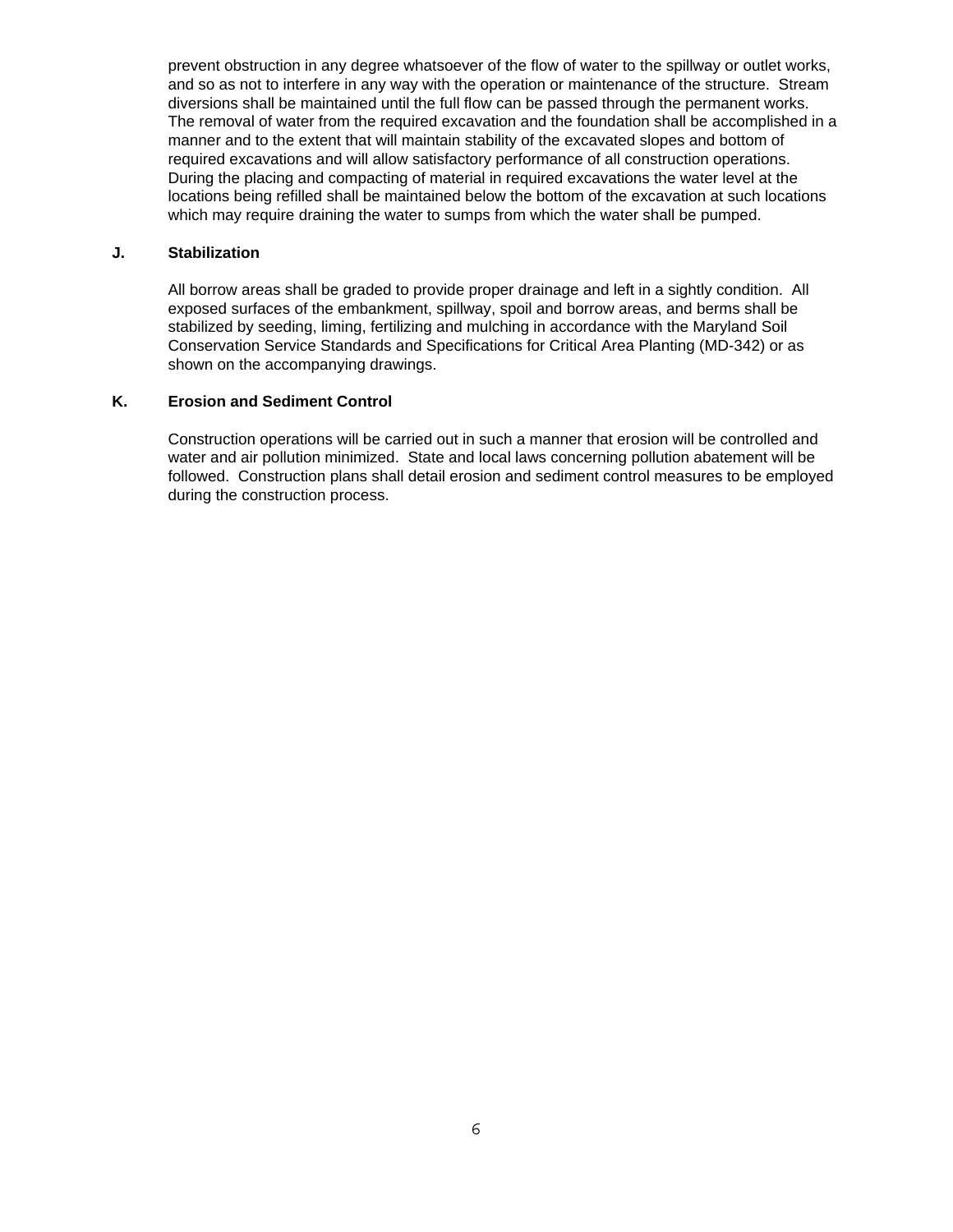prevent obstruction in any degree whatsoever of the flow of water to the spillway or outlet works, and so as not to interfere in any way with the operation or maintenance of the structure. Stream diversions shall be maintained until the full flow can be passed through the permanent works. The removal of water from the required excavation and the foundation shall be accomplished in a manner and to the extent that will maintain stability of the excavated slopes and bottom of required excavations and will allow satisfactory performance of all construction operations. During the placing and compacting of material in required excavations the water level at the locations being refilled shall be maintained below the bottom of the excavation at such locations which may require draining the water to sumps from which the water shall be pumped.

**J. Stabilization**

All borrow areas shall be graded to provide proper drainage and left in a sightly condition. All exposed surfaces of the embankment, spillway, spoil and borrow areas, and berms shall be stabilized by seeding, liming, fertilizing and mulching in accordance with the Maryland Soil Conservation Service Standards and Specifications for Critical Area Planting (MD-342) or as shown on the accompanying drawings.

**K. Erosion and Sediment Control**

Construction operations will be carried out in such a manner that erosion will be controlled and water and air pollution minimized. State and local laws concerning pollution abatement will be followed. Construction plans shall detail erosion and sediment control measures to be employed during the construction process.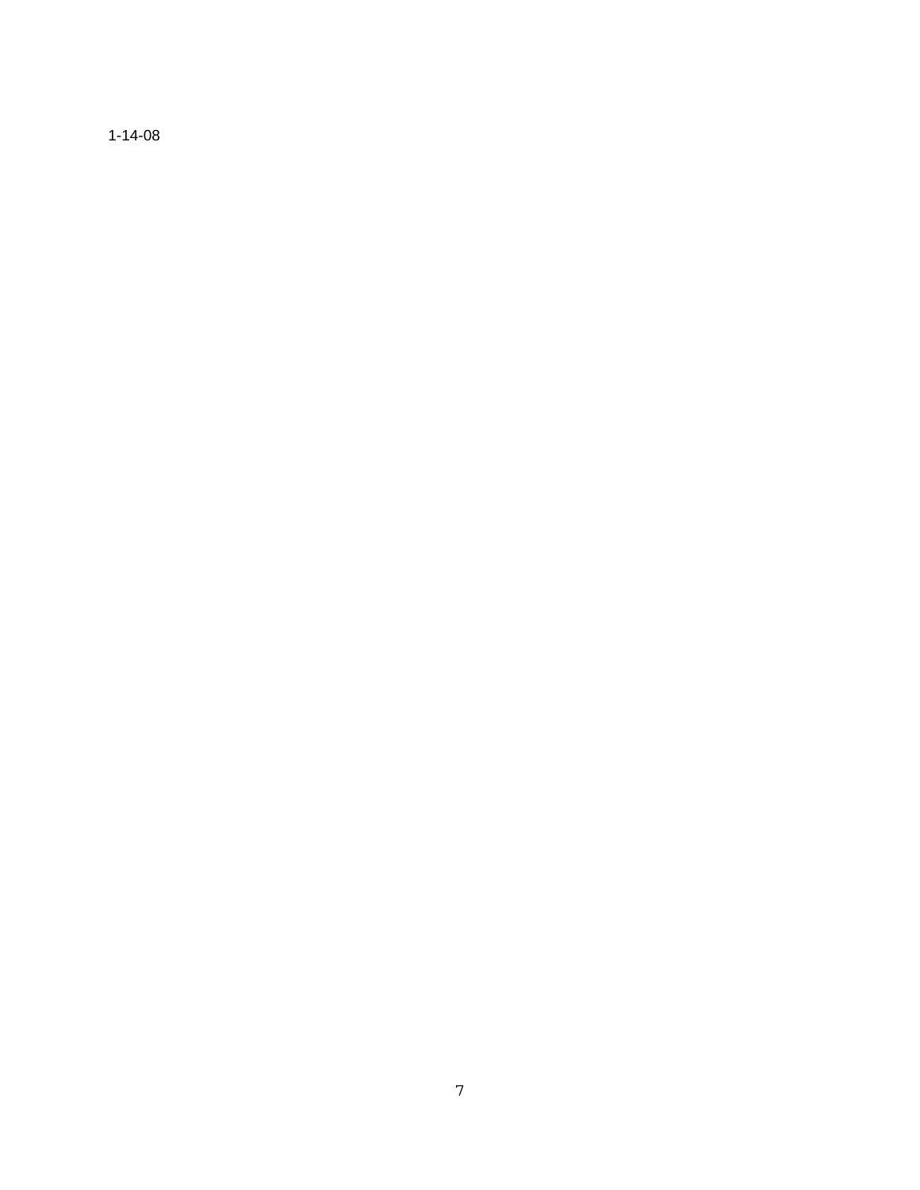1-14-08